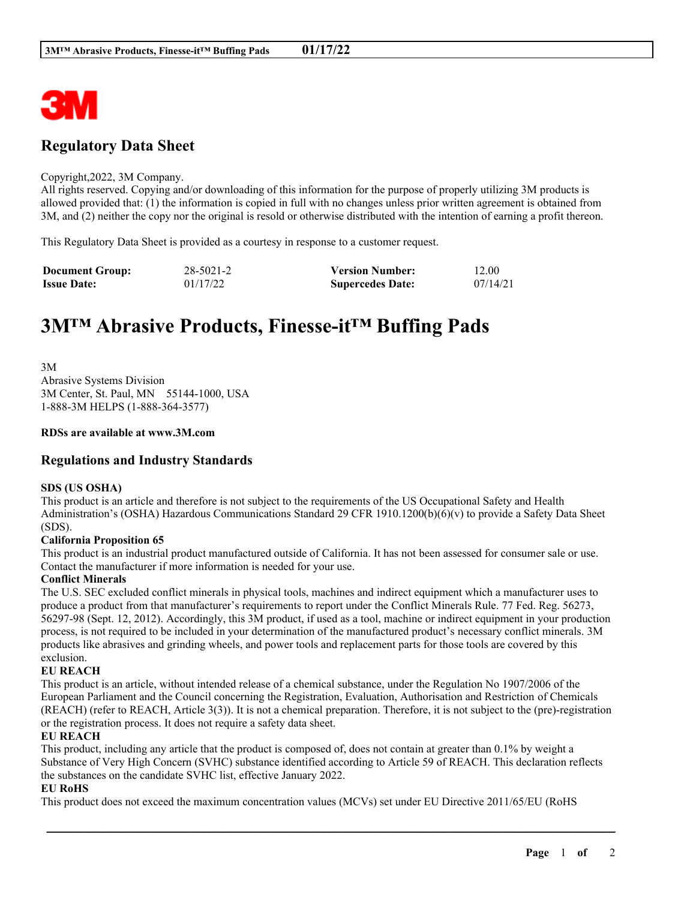## Regulatory Data Sheet

Copyright,2022, 3M Company.
All rights reserved. Copying and/or downloading of this information for the purpose of properly utilizing 3M products is allowed provided that: (1) the information is copied in full with no changes unless prior written agreement is obtained from 3M, and (2) neither the copy nor the original is resold or otherwise distributed with the intention of earning a profit thereon.

This Regulatory Data Sheet is provided as a courtesy in response to a customer request.

| **Document Group:** | 28-5021-2 | **Version Number:** | 12.00 |
|---|---|---|---|
| **Issue Date:** | 01/17/22 | **Supercedes Date:** | 07/14/21 |

# 3M™ Abrasive Products, Finesse-it™ Buffing Pads

3M
Abrasive Systems Division
3M Center, St. Paul, MN 55144-1000, USA
1-888-3M HELPS (1-888-364-3577)

**RDSs are available at www.3M.com**

## Regulations and Industry Standards

**SDS (US OSHA)**
This product is an article and therefore is not subject to the requirements of the US Occupational Safety and Health Administration's (OSHA) Hazardous Communications Standard 29 CFR 1910.1200(b)(6)(v) to provide a Safety Data Sheet (SDS).

**California Proposition 65**
This product is an industrial product manufactured outside of California. It has not been assessed for consumer sale or use. Contact the manufacturer if more information is needed for your use.

**Conflict Minerals**
The U.S. SEC excluded conflict minerals in physical tools, machines and indirect equipment which a manufacturer uses to produce a product from that manufacturer's requirements to report under the Conflict Minerals Rule. 77 Fed. Reg. 56273, 56297-98 (Sept. 12, 2012). Accordingly, this 3M product, if used as a tool, machine or indirect equipment in your production process, is not required to be included in your determination of the manufactured product's necessary conflict minerals. 3M products like abrasives and grinding wheels, and power tools and replacement parts for those tools are covered by this exclusion.

**EU REACH**
This product is an article, without intended release of a chemical substance, under the Regulation No 1907/2006 of the European Parliament and the Council concerning the Registration, Evaluation, Authorisation and Restriction of Chemicals (REACH) (refer to REACH, Article 3(3)). It is not a chemical preparation. Therefore, it is not subject to the (pre)-registration or the registration process. It does not require a safety data sheet.

**EU REACH**
This product, including any article that the product is composed of, does not contain at greater than 0.1% by weight a Substance of Very High Concern (SVHC) substance identified according to Article 59 of REACH. This declaration reflects the substances on the candidate SVHC list, effective January 2022.

**EU RoHS**
This product does not exceed the maximum concentration values (MCVs) set under EU Directive 2011/65/EU (RoHS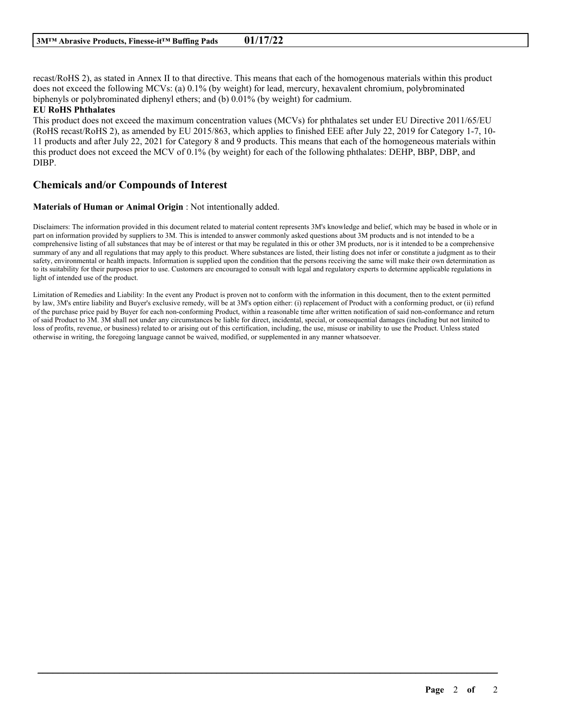recast/RoHS 2), as stated in Annex II to that directive. This means that each of the homogenous materials within this product does not exceed the following MCVs: (a) 0.1% (by weight) for lead, mercury, hexavalent chromium, polybrominated biphenyls or polybrominated diphenyl ethers; and (b) 0.01% (by weight) for cadmium.

**EU RoHS Phthalates**

This product does not exceed the maximum concentration values (MCVs) for phthalates set under EU Directive 2011/65/EU (RoHS recast/RoHS 2), as amended by EU 2015/863, which applies to finished EEE after July 22, 2019 for Category 1-7, 10-11 products and after July 22, 2021 for Category 8 and 9 products. This means that each of the homogeneous materials within this product does not exceed the MCV of 0.1% (by weight) for each of the following phthalates: DEHP, BBP, DBP, and DIBP.

## Chemicals and/or Compounds of Interest

**Materials of Human or Animal Origin** : Not intentionally added.

Disclaimers: The information provided in this document related to material content represents 3M's knowledge and belief, which may be based in whole or in part on information provided by suppliers to 3M. This is intended to answer commonly asked questions about 3M products and is not intended to be a comprehensive listing of all substances that may be of interest or that may be regulated in this or other 3M products, nor is it intended to be a comprehensive summary of any and all regulations that may apply to this product. Where substances are listed, their listing does not infer or constitute a judgment as to their safety, environmental or health impacts. Information is supplied upon the condition that the persons receiving the same will make their own determination as to its suitability for their purposes prior to use. Customers are encouraged to consult with legal and regulatory experts to determine applicable regulations in light of intended use of the product.

Limitation of Remedies and Liability: In the event any Product is proven not to conform with the information in this document, then to the extent permitted by law, 3M's entire liability and Buyer's exclusive remedy, will be at 3M's option either: (i) replacement of Product with a conforming product, or (ii) refund of the purchase price paid by Buyer for each non-conforming Product, within a reasonable time after written notification of said non-conformance and return of said Product to 3M. 3M shall not under any circumstances be liable for direct, incidental, special, or consequential damages (including but not limited to loss of profits, revenue, or business) related to or arising out of this certification, including, the use, misuse or inability to use the Product. Unless stated otherwise in writing, the foregoing language cannot be waived, modified, or supplemented in any manner whatsoever.